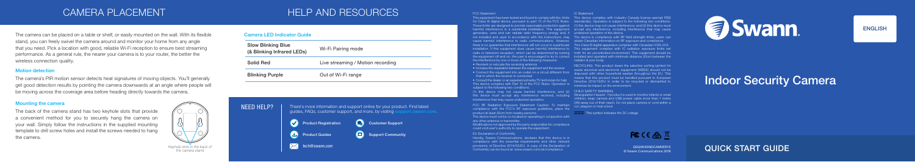# CAMERA PLACEMENT

The camera can be placed on a table or shelf, or easily mounted on the wall. With its flexible stand, you can freely swivel the camera around and monitor your home from any angle that you need. Pick a location with good, reliable Wi-Fi reception to ensure best streaming performance. As a general rule, the nearer your camera is to your router, the better the wireless connection quality.

### Motion detection

The camera's PIR motion sensor detects heat signatures of moving objects. You'll generally get good detection results by pointing the camera downwards at an angle where people will be moving across the coverage area before heading directly towards the camera.

### Mounting the camera

The back of the camera stand has two keyhole slots that provide a convenient method for you to securely hang the camera on your wall. Simply follow the instructions in the supplied mounting template to drill screw holes and install the screws needed to hang the camera.

*Keyhole slots in the back of the camera stand*

# HELP AND RESOURCES

### Camera LED Indicator Guide

| | |
|---|---|
| Slow Blinking Blue (& Blinking Infrared LEDs) | Wi-Fi Pairing mode |
| Solid Red | Live streaming / Motion recording |
| Blinking Purple | Out of Wi-Fi range |

**NEED HELP?**

There's more information and support online for your product. Find latest guides, FAQs, customer support, and more, by visiting support.swann.com.

- Product Registration
- Customer Support
- Product Guides
- Support Community
- tech@swann.com

### FCC Statement

This equipment has been tested and found to comply with the limits for Class B digital device, pursuant to part 15 of the FCC Rules. These limits are designed to provide reasonable protection against harmful interference in a residential installation. This equipment generates, uses and can radiate radio frequency energy and, if not installed and used in accordance with the instructions, may cause harmful interference to radio communications. However, there is no guarantee that interference will not occur in a particular installation. If this equipment does cause harmful interference to radio or television reception, which can be determined by turning the equipment off and on, the user is encouraged to try to correct the interference by one or more of the following measures:

- Reorient or relocate the receiving antenna
- Increase the separation between the equipment and the receiver
- Connect the equipment into an outlet on a circuit different from that to which the receiver is connected
- Consult the dealer or an experienced radio/TV technician for help

This device complies with Part 15 of the FCC Rules. Operation is subject to the following two conditions:

(1) this device may not cause harmful interference, and (2) this device must accept any interference received, including interference that may cause undesired operation.

FCC RF Radiation Exposure Statement Caution: To maintain compliance with the FCC's RF exposure guidelines, place the product at least 20cm from nearby persons.

The device must not be co-located or operating in conjunction with any other antenna or transmitter.

Modifications not approved by the party responsible for compliance could void user's authority to operate the equipment.

### EU Declaration of Conformity

Hereby, Swann Communications, declares that this device is in compliance with the essential requirements and other relevant provisions of Directive 2014/53/EU. A copy of the Declaration of Conformity can be found at: www.swann.com/uk/compliance

### IC Statement

This device complies with Industry Canada license-exempt RSS standard(s). Operation is subject to the following two conditions: (1) this device may not cause interference, and (2) this device must accept any interference, including interference that may cause undesired operation of the device.

The device is compliance with RF field strength limits, users can obtain Canadian information on RF exposure and compliance.

This Class B digital apparatus complies with Canadian ICES-003.

This equipment complies with IC radiation exposure limits set forth for an uncontrolled environment. This equipment should be installed and operated with minimum distance 20cm between the radiator & your body.

RECYCLING: This product bears the selective sorting symbol for waste electrical and electronic equipment (WEEE) should not be disposed with other household wastes throughout the EU. This means that this product must be handled pursuant to European Directive 2012/19/EU in order to be recycled or dismantled to minimize its impact on the environment.

CHILD SAFETY WARNING

Strangulation Hazard - Product is used to monitor infants or small children, keep camera and USB power cable more than 1 metre (3ft) away out of their reach. Do not place camera or cord within a cot, playpen or near a bed.

This symbol indicates the DC voltage

QSGWHDINDCAMVER1E
© Swann Communications 2018

ENGLISH

# Indoor Security Camera

## QUICK START GUIDE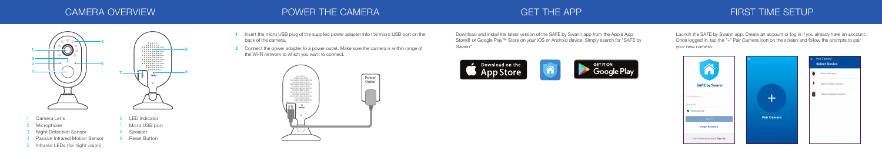## CAMERA OVERVIEW

1. Camera Lens
2. Microphone
3. Night Detection Sensor
4. Passive Infrared Motion Sensor
5. Infrared LEDs (for night vision)
6. LED Indicator
7. Micro USB port
8. Speaker
9. Reset Button

## POWER THE CAMERA

1. Insert the micro USB plug of the supplied power adapter into the micro USB port on the back of the camera.
2. Connect the power adapter to a power outlet. Make sure the camera is within range of the Wi-Fi network to which you want to connect.

Power Outlet

RESET

## GET THE APP

Download and install the latest version of the SAFE by Swann app from the Apple App Store® or Google Play™ Store on your iOS or Android device. Simply search for "SAFE by Swann".

Download on the App Store

GET IT ON Google Play

## FIRST TIME SETUP

Launch the SAFE by Swann app. Create an account or log in if you already have an account. Once logged in, tap the "+" Pair Camera icon on the screen and follow the prompts to pair your new camera.

SAFE by Swann

Email Address

Password

Remember Me

Sign In

Forgot Password

Don't have an account? Sign Up

Pair Camera

Pair Camera

Select Device

Swann Camera

Swann Indoor Camera

Swann Outdoor Camera